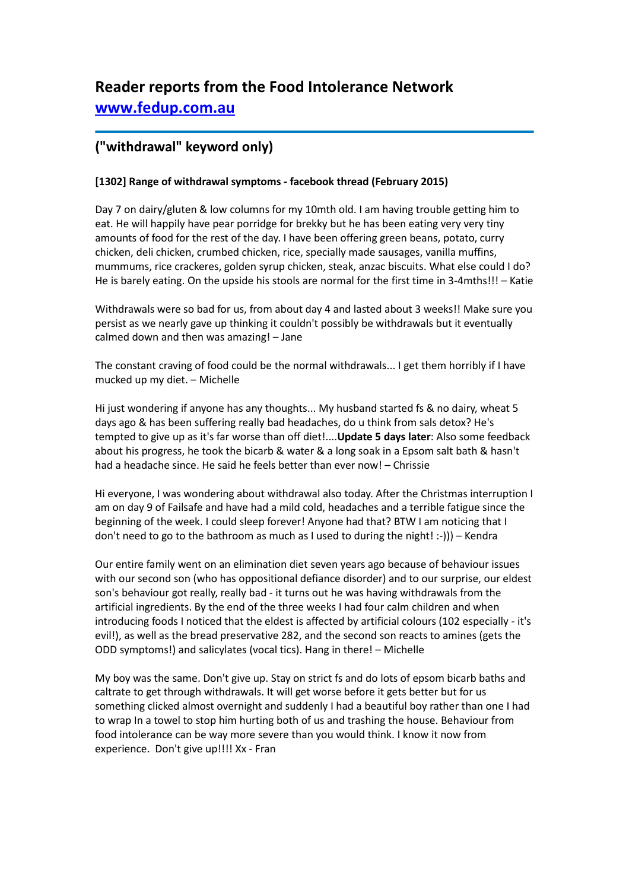# Reader reports from the Food Intolerance Network

## [www.fedup.com.au](http://www.fedup.com.au)

---

## ("withdrawal" keyword only)

**[1302] Range of withdrawal symptoms - facebook thread (February 2015)**

Day 7 on dairy/gluten & low columns for my 10mth old. I am having trouble getting him to eat. He will happily have pear porridge for brekky but he has been eating very very tiny amounts of food for the rest of the day. I have been offering green beans, potato, curry chicken, deli chicken, crumbed chicken, rice, specially made sausages, vanilla muffins, mummums, rice crackeres, golden syrup chicken, steak, anzac biscuits. What else could I do? He is barely eating. On the upside his stools are normal for the first time in 3-4mths!!! – Katie

Withdrawals were so bad for us, from about day 4 and lasted about 3 weeks!! Make sure you persist as we nearly gave up thinking it couldn't possibly be withdrawals but it eventually calmed down and then was amazing! – Jane

The constant craving of food could be the normal withdrawals... I get them horribly if I have mucked up my diet. – Michelle

Hi just wondering if anyone has any thoughts... My husband started fs & no dairy, wheat 5 days ago & has been suffering really bad headaches, do u think from sals detox? He's tempted to give up as it's far worse than off diet!....**Update 5 days later**: Also some feedback about his progress, he took the bicarb & water & a long soak in a Epsom salt bath & hasn't had a headache since. He said he feels better than ever now! – Chrissie

Hi everyone, I was wondering about withdrawal also today. After the Christmas interruption I am on day 9 of Failsafe and have had a mild cold, headaches and a terrible fatigue since the beginning of the week. I could sleep forever! Anyone had that? BTW I am noticing that I don't need to go to the bathroom as much as I used to during the night! :-))) – Kendra

Our entire family went on an elimination diet seven years ago because of behaviour issues with our second son (who has oppositional defiance disorder) and to our surprise, our eldest son's behaviour got really, really bad - it turns out he was having withdrawals from the artificial ingredients. By the end of the three weeks I had four calm children and when introducing foods I noticed that the eldest is affected by artificial colours (102 especially - it's evil!), as well as the bread preservative 282, and the second son reacts to amines (gets the ODD symptoms!) and salicylates (vocal tics). Hang in there! – Michelle

My boy was the same. Don't give up. Stay on strict fs and do lots of epsom bicarb baths and caltrate to get through withdrawals. It will get worse before it gets better but for us something clicked almost overnight and suddenly I had a beautiful boy rather than one I had to wrap In a towel to stop him hurting both of us and trashing the house. Behaviour from food intolerance can be way more severe than you would think. I know it now from experience. Don't give up!!!! Xx - Fran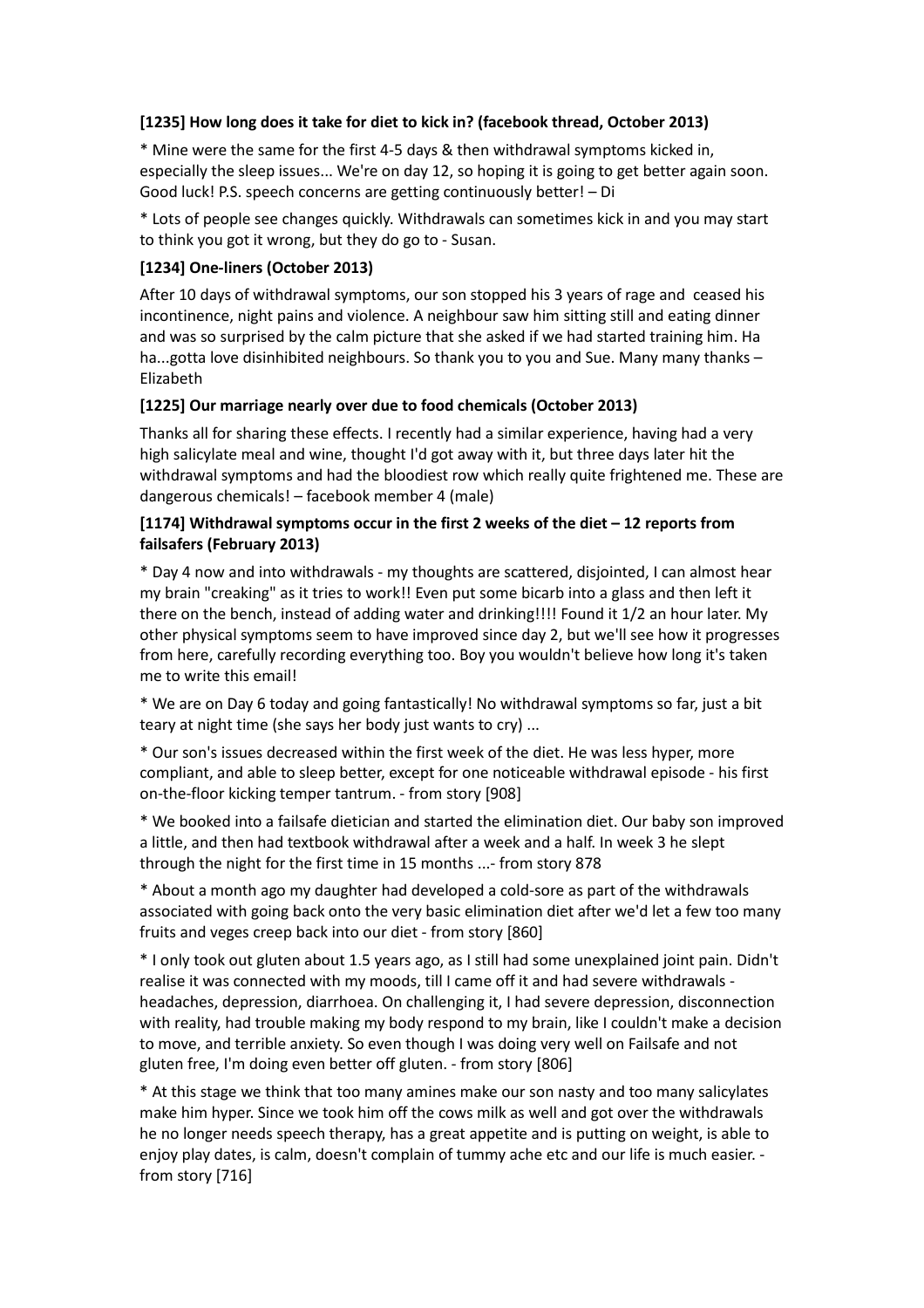**[1235] How long does it take for diet to kick in? (facebook thread, October 2013)**

* Mine were the same for the first 4-5 days & then withdrawal symptoms kicked in, especially the sleep issues... We're on day 12, so hoping it is going to get better again soon. Good luck! P.S. speech concerns are getting continuously better! – Di

* Lots of people see changes quickly. Withdrawals can sometimes kick in and you may start to think you got it wrong, but they do go to - Susan.

**[1234] One-liners (October 2013)**

After 10 days of withdrawal symptoms, our son stopped his 3 years of rage and ceased his incontinence, night pains and violence. A neighbour saw him sitting still and eating dinner and was so surprised by the calm picture that she asked if we had started training him. Ha ha...gotta love disinhibited neighbours. So thank you to you and Sue. Many many thanks – Elizabeth

**[1225] Our marriage nearly over due to food chemicals (October 2013)**

Thanks all for sharing these effects. I recently had a similar experience, having had a very high salicylate meal and wine, thought I'd got away with it, but three days later hit the withdrawal symptoms and had the bloodiest row which really quite frightened me. These are dangerous chemicals! – facebook member 4 (male)

**[1174] Withdrawal symptoms occur in the first 2 weeks of the diet – 12 reports from failsafers (February 2013)**

* Day 4 now and into withdrawals - my thoughts are scattered, disjointed, I can almost hear my brain "creaking" as it tries to work!! Even put some bicarb into a glass and then left it there on the bench, instead of adding water and drinking!!!! Found it 1/2 an hour later. My other physical symptoms seem to have improved since day 2, but we'll see how it progresses from here, carefully recording everything too. Boy you wouldn't believe how long it's taken me to write this email!

* We are on Day 6 today and going fantastically! No withdrawal symptoms so far, just a bit teary at night time (she says her body just wants to cry) ...

* Our son's issues decreased within the first week of the diet. He was less hyper, more compliant, and able to sleep better, except for one noticeable withdrawal episode - his first on-the-floor kicking temper tantrum. - from story [908]

* We booked into a failsafe dietician and started the elimination diet. Our baby son improved a little, and then had textbook withdrawal after a week and a half. In week 3 he slept through the night for the first time in 15 months ...- from story 878

* About a month ago my daughter had developed a cold-sore as part of the withdrawals associated with going back onto the very basic elimination diet after we'd let a few too many fruits and veges creep back into our diet - from story [860]

* I only took out gluten about 1.5 years ago, as I still had some unexplained joint pain. Didn't realise it was connected with my moods, till I came off it and had severe withdrawals - headaches, depression, diarrhoea. On challenging it, I had severe depression, disconnection with reality, had trouble making my body respond to my brain, like I couldn't make a decision to move, and terrible anxiety. So even though I was doing very well on Failsafe and not gluten free, I'm doing even better off gluten. - from story [806]

* At this stage we think that too many amines make our son nasty and too many salicylates make him hyper. Since we took him off the cows milk as well and got over the withdrawals he no longer needs speech therapy, has a great appetite and is putting on weight, is able to enjoy play dates, is calm, doesn't complain of tummy ache etc and our life is much easier. - from story [716]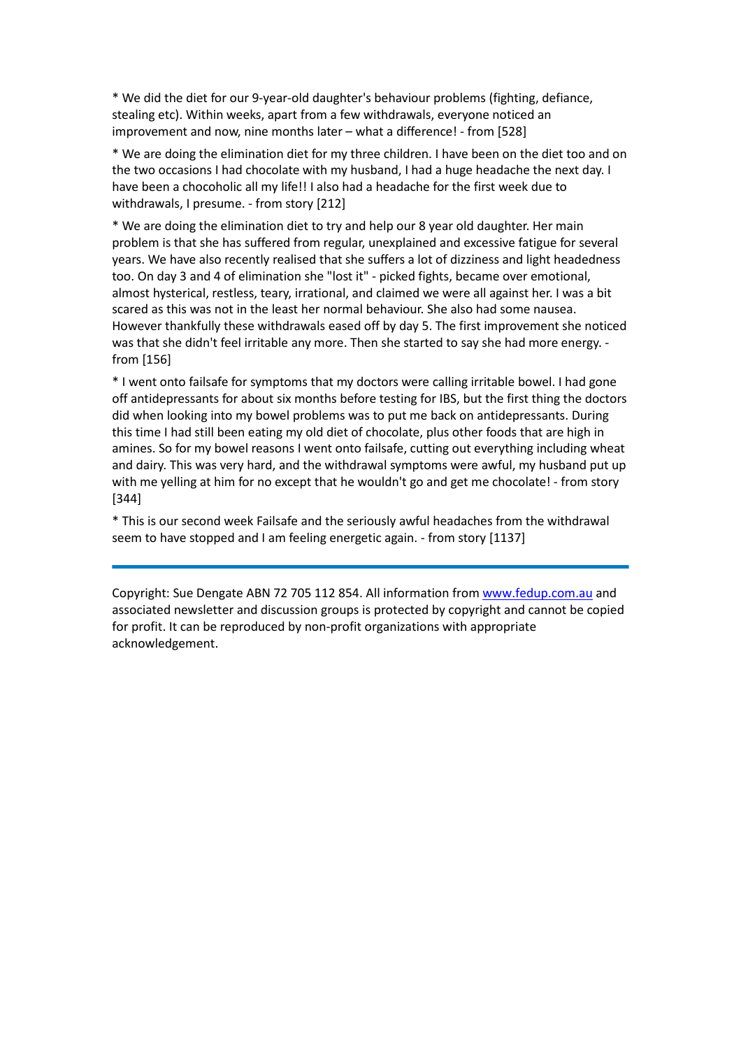* We did the diet for our 9-year-old daughter's behaviour problems (fighting, defiance, stealing etc). Within weeks, apart from a few withdrawals, everyone noticed an improvement and now, nine months later – what a difference! - from [528]

* We are doing the elimination diet for my three children. I have been on the diet too and on the two occasions I had chocolate with my husband, I had a huge headache the next day. I have been a chocoholic all my life!! I also had a headache for the first week due to withdrawals, I presume. - from story [212]

* We are doing the elimination diet to try and help our 8 year old daughter. Her main problem is that she has suffered from regular, unexplained and excessive fatigue for several years. We have also recently realised that she suffers a lot of dizziness and light headedness too. On day 3 and 4 of elimination she "lost it" - picked fights, became over emotional, almost hysterical, restless, teary, irrational, and claimed we were all against her. I was a bit scared as this was not in the least her normal behaviour. She also had some nausea. However thankfully these withdrawals eased off by day 5. The first improvement she noticed was that she didn't feel irritable any more. Then she started to say she had more energy. - from [156]

* I went onto failsafe for symptoms that my doctors were calling irritable bowel. I had gone off antidepressants for about six months before testing for IBS, but the first thing the doctors did when looking into my bowel problems was to put me back on antidepressants. During this time I had still been eating my old diet of chocolate, plus other foods that are high in amines. So for my bowel reasons I went onto failsafe, cutting out everything including wheat and dairy. This was very hard, and the withdrawal symptoms were awful, my husband put up with me yelling at him for no except that he wouldn't go and get me chocolate! - from story [344]

* This is our second week Failsafe and the seriously awful headaches from the withdrawal seem to have stopped and I am feeling energetic again. - from story [1137]

---

Copyright: Sue Dengate ABN 72 705 112 854. All information from www.fedup.com.au and associated newsletter and discussion groups is protected by copyright and cannot be copied for profit. It can be reproduced by non-profit organizations with appropriate acknowledgement.